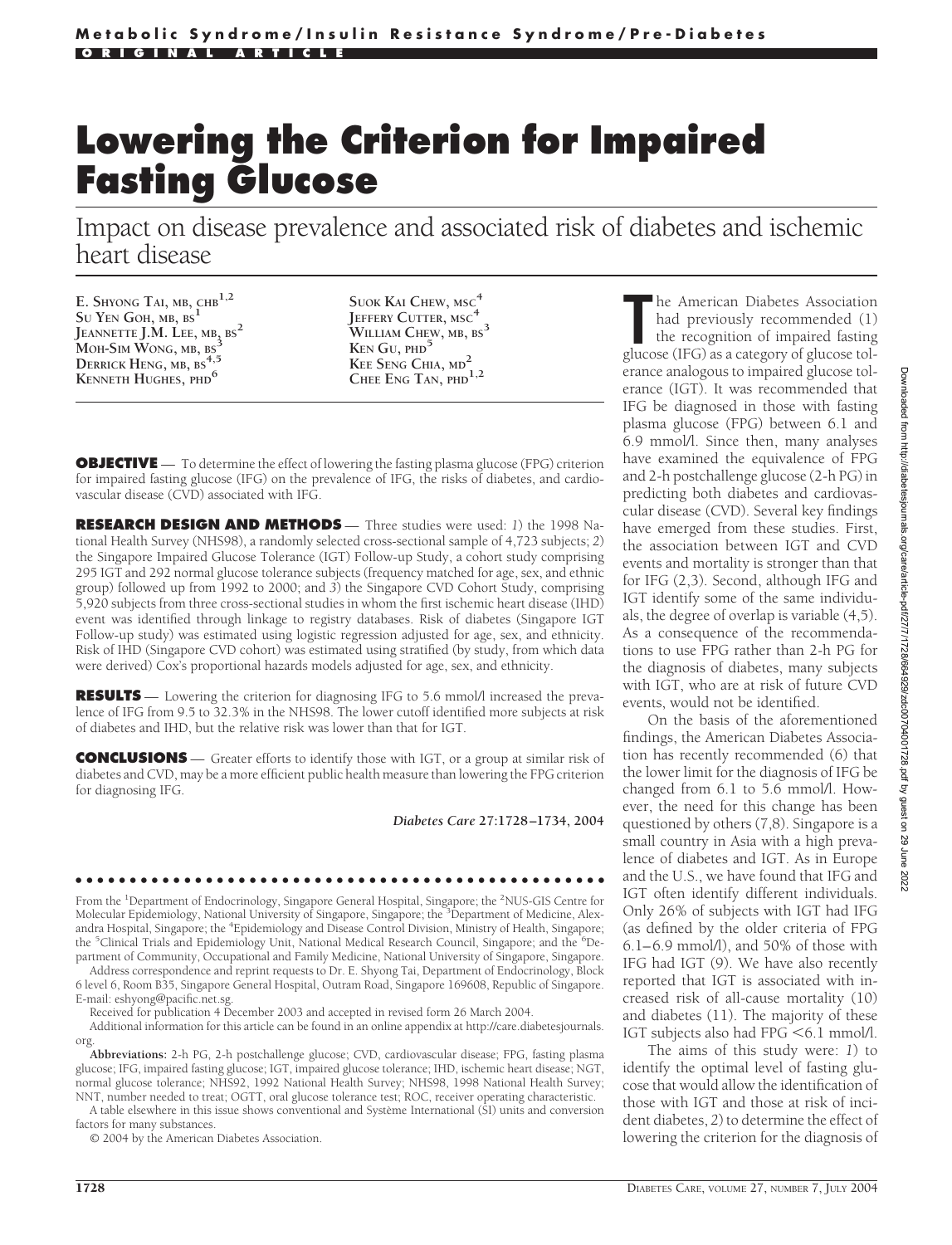Metabolic Syndrome/Insulin Resistance Syndrome/Pre-Diabetes

ORIGINAL ARTICLE

# Lowering the Criterion for Impaired Fasting Glucose

## Impact on disease prevalence and associated risk of diabetes and ischemic heart disease

E. Shyong Tai, mb, chb[1,2]
Su Yen Goh, mb, bs[1]
Jeannette J.M. Lee, mb, bs[2]
Moh-Sim Wong, mb, bs[3]
Derrick Heng, mb, bs[4,5]
Kenneth Hughes, phd[6]
Suok Kai Chew, msc[4]
Jeffery Cutter, msc[4]
William Chew, mb, bs[3]
Ken Gu, phd[5]
Kee Seng Chia, md[2]
Chee Eng Tan, phd[1,2]

**OBJECTIVE** — To determine the effect of lowering the fasting plasma glucose (FPG) criterion for impaired fasting glucose (IFG) on the prevalence of IFG, the risks of diabetes, and cardiovascular disease (CVD) associated with IFG.

**RESEARCH DESIGN AND METHODS** — Three studies were used: *1*) the 1998 National Health Survey (NHS98), a randomly selected cross-sectional sample of 4,723 subjects; *2*) the Singapore Impaired Glucose Tolerance (IGT) Follow-up Study, a cohort study comprising 295 IGT and 292 normal glucose tolerance subjects (frequency matched for age, sex, and ethnic group) followed up from 1992 to 2000; and *3*) the Singapore CVD Cohort Study, comprising 5,920 subjects from three cross-sectional studies in whom the first ischemic heart disease (IHD) event was identified through linkage to registry databases. Risk of diabetes (Singapore IGT Follow-up study) was estimated using logistic regression adjusted for age, sex, and ethnicity. Risk of IHD (Singapore CVD cohort) was estimated using stratified (by study, from which data were derived) Cox's proportional hazards models adjusted for age, sex, and ethnicity.

**RESULTS** — Lowering the criterion for diagnosing IFG to 5.6 mmol/l increased the prevalence of IFG from 9.5 to 32.3% in the NHS98. The lower cutoff identified more subjects at risk of diabetes and IHD, but the relative risk was lower than that for IGT.

**CONCLUSIONS** — Greater efforts to identify those with IGT, or a group at similar risk of diabetes and CVD, may be a more efficient public health measure than lowering the FPG criterion for diagnosing IFG.

*Diabetes Care* **27:**1728–1734, 2004

From the [1]Department of Endocrinology, Singapore General Hospital, Singapore; the [2]NUS-GIS Centre for Molecular Epidemiology, National University of Singapore, Singapore; the [3]Department of Medicine, Alexandra Hospital, Singapore; the [4]Epidemiology and Disease Control Division, Ministry of Health, Singapore; the [5]Clinical Trials and Epidemiology Unit, National Medical Research Council, Singapore; and the [6]Department of Community, Occupational and Family Medicine, National University of Singapore, Singapore.

Address correspondence and reprint requests to Dr. E. Shyong Tai, Department of Endocrinology, Block 6 level 6, Room B35, Singapore General Hospital, Outram Road, Singapore 169608, Republic of Singapore. E-mail: eshyong@pacific.net.sg.

Received for publication 4 December 2003 and accepted in revised form 26 March 2004.

Additional information for this article can be found in an online appendix at http://care.diabetesjournals.org.

**Abbreviations:** 2-h PG, 2-h postchallenge glucose; CVD, cardiovascular disease; FPG, fasting plasma glucose; IFG, impaired fasting glucose; IGT, impaired glucose tolerance; IHD, ischemic heart disease; NGT, normal glucose tolerance; NHS92, 1992 National Health Survey; NHS98, 1998 National Health Survey; NNT, number needed to treat; OGTT, oral glucose tolerance test; ROC, receiver operating characteristic.

A table elsewhere in this issue shows conventional and Système International (SI) units and conversion factors for many substances.

© 2004 by the American Diabetes Association.

The American Diabetes Association had previously recommended (1) the recognition of impaired fasting glucose (IFG) as a category of glucose tolerance analogous to impaired glucose tolerance (IGT). It was recommended that IFG be diagnosed in those with fasting plasma glucose (FPG) between 6.1 and 6.9 mmol/l. Since then, many analyses have examined the equivalence of FPG and 2-h postchallenge glucose (2-h PG) in predicting both diabetes and cardiovascular disease (CVD). Several key findings have emerged from these studies. First, the association between IGT and CVD events and mortality is stronger than that for IFG (2,3). Second, although IFG and IGT identify some of the same individuals, the degree of overlap is variable (4,5). As a consequence of the recommendations to use FPG rather than 2-h PG for the diagnosis of diabetes, many subjects with IGT, who are at risk of future CVD events, would not be identified.

On the basis of the aforementioned findings, the American Diabetes Association has recently recommended (6) that the lower limit for the diagnosis of IFG be changed from 6.1 to 5.6 mmol/l. However, the need for this change has been questioned by others (7,8). Singapore is a small country in Asia with a high prevalence of diabetes and IGT. As in Europe and the U.S., we have found that IFG and IGT often identify different individuals. Only 26% of subjects with IGT had IFG (as defined by the older criteria of FPG 6.1–6.9 mmol/l), and 50% of those with IFG had IGT (9). We have also recently reported that IGT is associated with increased risk of all-cause mortality (10) and diabetes (11). The majority of these IGT subjects also had FPG <6.1 mmol/l.

The aims of this study were: *1*) to identify the optimal level of fasting glucose that would allow the identification of those with IGT and those at risk of incident diabetes, *2*) to determine the effect of lowering the criterion for the diagnosis of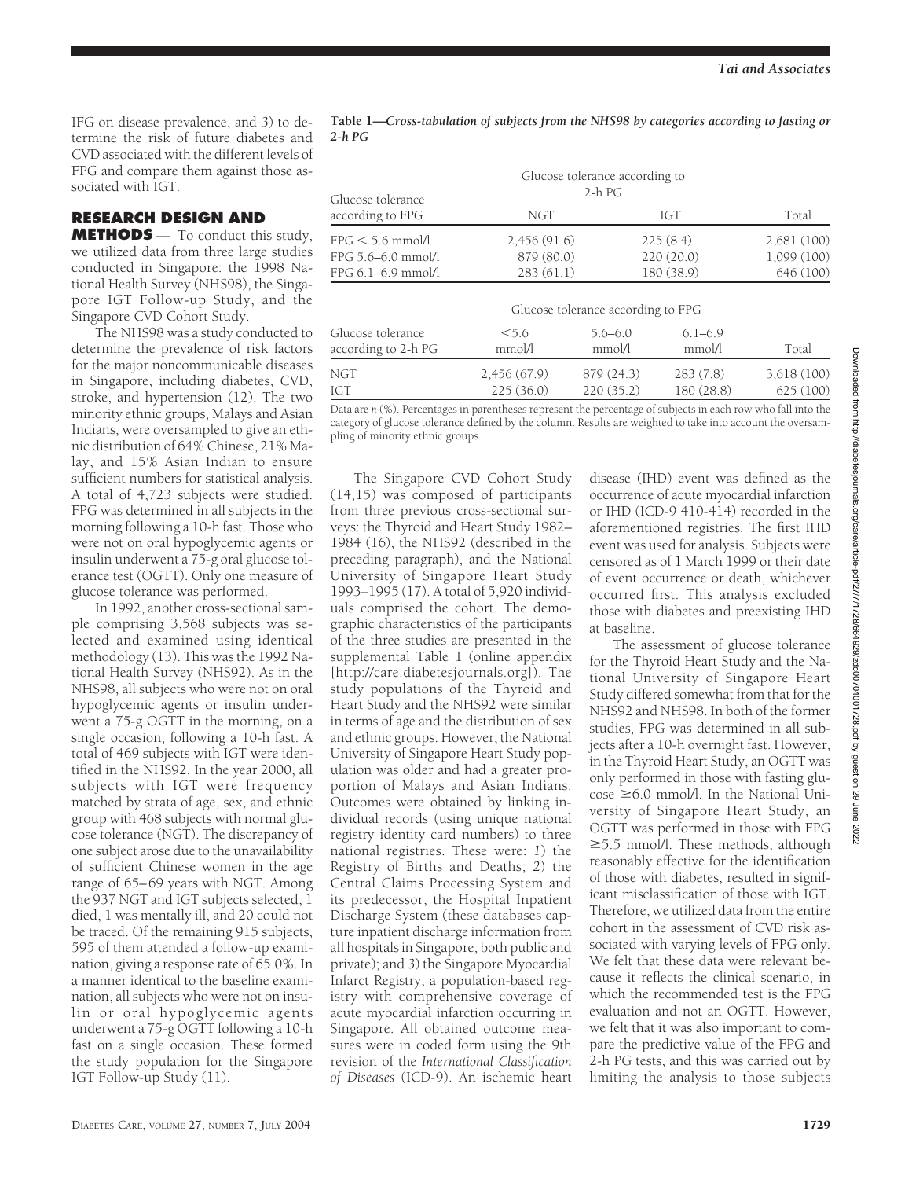IFG on disease prevalence, and *3*) to determine the risk of future diabetes and CVD associated with the different levels of FPG and compare them against those associated with IGT.

## RESEARCH DESIGN AND METHODS

To conduct this study, we utilized data from three large studies conducted in Singapore: the 1998 National Health Survey (NHS98), the Singapore IGT Follow-up Study, and the Singapore CVD Cohort Study.

The NHS98 was a study conducted to determine the prevalence of risk factors for the major noncommunicable diseases in Singapore, including diabetes, CVD, stroke, and hypertension (12). The two minority ethnic groups, Malays and Asian Indians, were oversampled to give an ethnic distribution of 64% Chinese, 21% Malay, and 15% Asian Indian to ensure sufficient numbers for statistical analysis. A total of 4,723 subjects were studied. FPG was determined in all subjects in the morning following a 10-h fast. Those who were not on oral hypoglycemic agents or insulin underwent a 75-g oral glucose tolerance test (OGTT). Only one measure of glucose tolerance was performed.

In 1992, another cross-sectional sample comprising 3,568 subjects was selected and examined using identical methodology (13). This was the 1992 National Health Survey (NHS92). As in the NHS98, all subjects who were not on oral hypoglycemic agents or insulin underwent a 75-g OGTT in the morning, on a single occasion, following a 10-h fast. A total of 469 subjects with IGT were identified in the NHS92. In the year 2000, all subjects with IGT were frequency matched by strata of age, sex, and ethnic group with 468 subjects with normal glucose tolerance (NGT). The discrepancy of one subject arose due to the unavailability of sufficient Chinese women in the age range of 65–69 years with NGT. Among the 937 NGT and IGT subjects selected, 1 died, 1 was mentally ill, and 20 could not be traced. Of the remaining 915 subjects, 595 of them attended a follow-up examination, giving a response rate of 65.0%. In a manner identical to the baseline examination, all subjects who were not on insulin or oral hypoglycemic agents underwent a 75-g OGTT following a 10-h fast on a single occasion. These formed the study population for the Singapore IGT Follow-up Study (11).

**Table 1—*Cross-tabulation of subjects from the NHS98 by categories according to fasting or 2-h PG***

| Glucose tolerance according to FPG | Glucose tolerance according to 2-h PG: NGT | IGT | Total |
|---|---|---|---|
| FPG < 5.6 mmol/l | 2,456 (91.6) | 225 (8.4) | 2,681 (100) |
| FPG 5.6–6.0 mmol/l | 879 (80.0) | 220 (20.0) | 1,099 (100) |
| FPG 6.1–6.9 mmol/l | 283 (61.1) | 180 (38.9) | 646 (100) |

| Glucose tolerance according to 2-h PG | Glucose tolerance according to FPG: <5.6 mmol/l | 5.6–6.0 mmol/l | 6.1–6.9 mmol/l | Total |
|---|---|---|---|---|
| NGT | 2,456 (67.9) | 879 (24.3) | 283 (7.8) | 3,618 (100) |
| IGT | 225 (36.0) | 220 (35.2) | 180 (28.8) | 625 (100) |

Data are *n* (%). Percentages in parentheses represent the percentage of subjects in each row who fall into the category of glucose tolerance defined by the column. Results are weighted to take into account the oversampling of minority ethnic groups.

The Singapore CVD Cohort Study (14,15) was composed of participants from three previous cross-sectional surveys: the Thyroid and Heart Study 1982–1984 (16), the NHS92 (described in the preceding paragraph), and the National University of Singapore Heart Study 1993–1995 (17). A total of 5,920 individuals comprised the cohort. The demographic characteristics of the participants of the three studies are presented in the supplemental Table 1 (online appendix [http://care.diabetesjournals.org]). The study populations of the Thyroid and Heart Study and the NHS92 were similar in terms of age and the distribution of sex and ethnic groups. However, the National University of Singapore Heart Study population was older and had a greater proportion of Malays and Asian Indians. Outcomes were obtained by linking individual records (using unique national registry identity card numbers) to three national registries. These were: *1*) the Registry of Births and Deaths; *2*) the Central Claims Processing System and its predecessor, the Hospital Inpatient Discharge System (these databases capture inpatient discharge information from all hospitals in Singapore, both public and private); and *3*) the Singapore Myocardial Infarct Registry, a population-based registry with comprehensive coverage of acute myocardial infarction occurring in Singapore. All obtained outcome measures were in coded form using the 9th revision of the *International Classification of Diseases* (ICD-9). An ischemic heart disease (IHD) event was defined as the occurrence of acute myocardial infarction or IHD (ICD-9 410-414) recorded in the aforementioned registries. The first IHD event was used for analysis. Subjects were censored as of 1 March 1999 or their date of event occurrence or death, whichever occurred first. This analysis excluded those with diabetes and preexisting IHD at baseline.

The assessment of glucose tolerance for the Thyroid Heart Study and the National University of Singapore Heart Study differed somewhat from that for the NHS92 and NHS98. In both of the former studies, FPG was determined in all subjects after a 10-h overnight fast. However, in the Thyroid Heart Study, an OGTT was only performed in those with fasting glucose ≥6.0 mmol/l. In the National University of Singapore Heart Study, an OGTT was performed in those with FPG ≥5.5 mmol/l. These methods, although reasonably effective for the identification of those with diabetes, resulted in significant misclassification of those with IGT. Therefore, we utilized data from the entire cohort in the assessment of CVD risk associated with varying levels of FPG only. We felt that these data were relevant because it reflects the clinical scenario, in which the recommended test is the FPG evaluation and not an OGTT. However, we felt that it was also important to compare the predictive value of the FPG and 2-h PG tests, and this was carried out by limiting the analysis to those subjects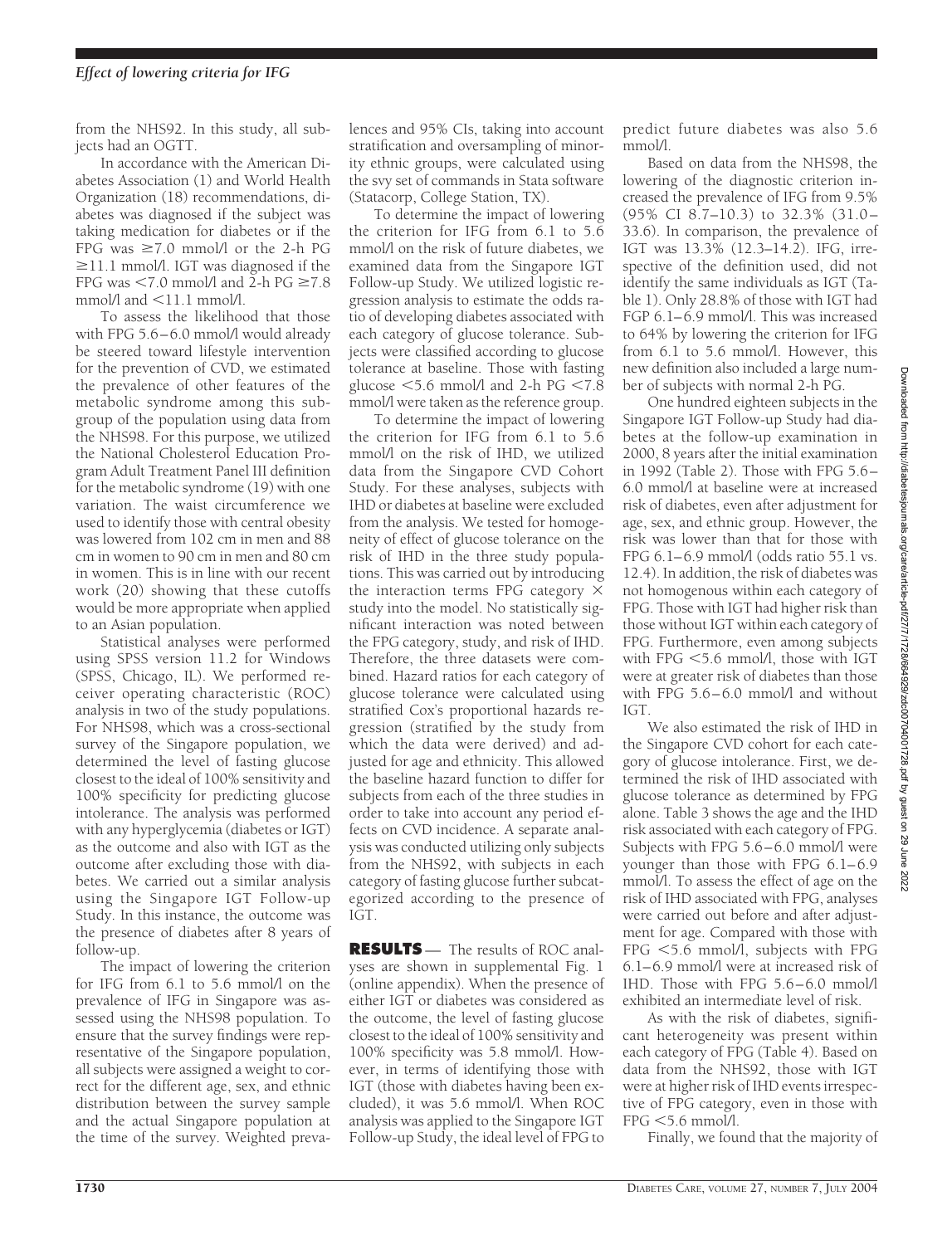from the NHS92. In this study, all subjects had an OGTT.

In accordance with the American Diabetes Association (1) and World Health Organization (18) recommendations, diabetes was diagnosed if the subject was taking medication for diabetes or if the FPG was ≥7.0 mmol/l or the 2-h PG ≥11.1 mmol/l. IGT was diagnosed if the FPG was <7.0 mmol/l and 2-h PG ≥7.8 mmol/l and <11.1 mmol/l.

To assess the likelihood that those with FPG 5.6–6.0 mmol/l would already be steered toward lifestyle intervention for the prevention of CVD, we estimated the prevalence of other features of the metabolic syndrome among this subgroup of the population using data from the NHS98. For this purpose, we utilized the National Cholesterol Education Program Adult Treatment Panel III definition for the metabolic syndrome (19) with one variation. The waist circumference we used to identify those with central obesity was lowered from 102 cm in men and 88 cm in women to 90 cm in men and 80 cm in women. This is in line with our recent work (20) showing that these cutoffs would be more appropriate when applied to an Asian population.

Statistical analyses were performed using SPSS version 11.2 for Windows (SPSS, Chicago, IL). We performed receiver operating characteristic (ROC) analysis in two of the study populations. For NHS98, which was a cross-sectional survey of the Singapore population, we determined the level of fasting glucose closest to the ideal of 100% sensitivity and 100% specificity for predicting glucose intolerance. The analysis was performed with any hyperglycemia (diabetes or IGT) as the outcome and also with IGT as the outcome after excluding those with diabetes. We carried out a similar analysis using the Singapore IGT Follow-up Study. In this instance, the outcome was the presence of diabetes after 8 years of follow-up.

The impact of lowering the criterion for IFG from 6.1 to 5.6 mmol/l on the prevalence of IFG in Singapore was assessed using the NHS98 population. To ensure that the survey findings were representative of the Singapore population, all subjects were assigned a weight to correct for the different age, sex, and ethnic distribution between the survey sample and the actual Singapore population at the time of the survey. Weighted prevalences and 95% CIs, taking into account stratification and oversampling of minority ethnic groups, were calculated using the svy set of commands in Stata software (Statacorp, College Station, TX).

To determine the impact of lowering the criterion for IFG from 6.1 to 5.6 mmol/l on the risk of future diabetes, we examined data from the Singapore IGT Follow-up Study. We utilized logistic regression analysis to estimate the odds ratio of developing diabetes associated with each category of glucose tolerance. Subjects were classified according to glucose tolerance at baseline. Those with fasting glucose <5.6 mmol/l and 2-h PG <7.8 mmol/l were taken as the reference group.

To determine the impact of lowering the criterion for IFG from 6.1 to 5.6 mmol/l on the risk of IHD, we utilized data from the Singapore CVD Cohort Study. For these analyses, subjects with IHD or diabetes at baseline were excluded from the analysis. We tested for homogeneity of effect of glucose tolerance on the risk of IHD in the three study populations. This was carried out by introducing the interaction terms FPG category × study into the model. No statistically significant interaction was noted between the FPG category, study, and risk of IHD. Therefore, the three datasets were combined. Hazard ratios for each category of glucose tolerance were calculated using stratified Cox's proportional hazards regression (stratified by the study from which the data were derived) and adjusted for age and ethnicity. This allowed the baseline hazard function to differ for subjects from each of the three studies in order to take into account any period effects on CVD incidence. A separate analysis was conducted utilizing only subjects from the NHS92, with subjects in each category of fasting glucose further subcategorized according to the presence of IGT.

## RESULTS

The results of ROC analyses are shown in supplemental Fig. 1 (online appendix). When the presence of either IGT or diabetes was considered as the outcome, the level of fasting glucose closest to the ideal of 100% sensitivity and 100% specificity was 5.8 mmol/l. However, in terms of identifying those with IGT (those with diabetes having been excluded), it was 5.6 mmol/l. When ROC analysis was applied to the Singapore IGT Follow-up Study, the ideal level of FPG to predict future diabetes was also 5.6 mmol/l.

Based on data from the NHS98, the lowering of the diagnostic criterion increased the prevalence of IFG from 9.5% (95% CI 8.7–10.3) to 32.3% (31.0–33.6). In comparison, the prevalence of IGT was 13.3% (12.3–14.2). IFG, irrespective of the definition used, did not identify the same individuals as IGT (Table 1). Only 28.8% of those with IGT had FGP 6.1–6.9 mmol/l. This was increased to 64% by lowering the criterion for IFG from 6.1 to 5.6 mmol/l. However, this new definition also included a large number of subjects with normal 2-h PG.

One hundred eighteen subjects in the Singapore IGT Follow-up Study had diabetes at the follow-up examination in 2000, 8 years after the initial examination in 1992 (Table 2). Those with FPG 5.6–6.0 mmol/l at baseline were at increased risk of diabetes, even after adjustment for age, sex, and ethnic group. However, the risk was lower than that for those with FPG 6.1–6.9 mmol/l (odds ratio 55.1 vs. 12.4). In addition, the risk of diabetes was not homogenous within each category of FPG. Those with IGT had higher risk than those without IGT within each category of FPG. Furthermore, even among subjects with FPG <5.6 mmol/l, those with IGT were at greater risk of diabetes than those with FPG 5.6–6.0 mmol/l and without IGT.

We also estimated the risk of IHD in the Singapore CVD cohort for each category of glucose intolerance. First, we determined the risk of IHD associated with glucose tolerance as determined by FPG alone. Table 3 shows the age and the IHD risk associated with each category of FPG. Subjects with FPG 5.6–6.0 mmol/l were younger than those with FPG 6.1–6.9 mmol/l. To assess the effect of age on the risk of IHD associated with FPG, analyses were carried out before and after adjustment for age. Compared with those with FPG <5.6 mmol/l, subjects with FPG 6.1–6.9 mmol/l were at increased risk of IHD. Those with FPG 5.6–6.0 mmol/l exhibited an intermediate level of risk.

As with the risk of diabetes, significant heterogeneity was present within each category of FPG (Table 4). Based on data from the NHS92, those with IGT were at higher risk of IHD events irrespective of FPG category, even in those with FPG <5.6 mmol/l.

Finally, we found that the majority of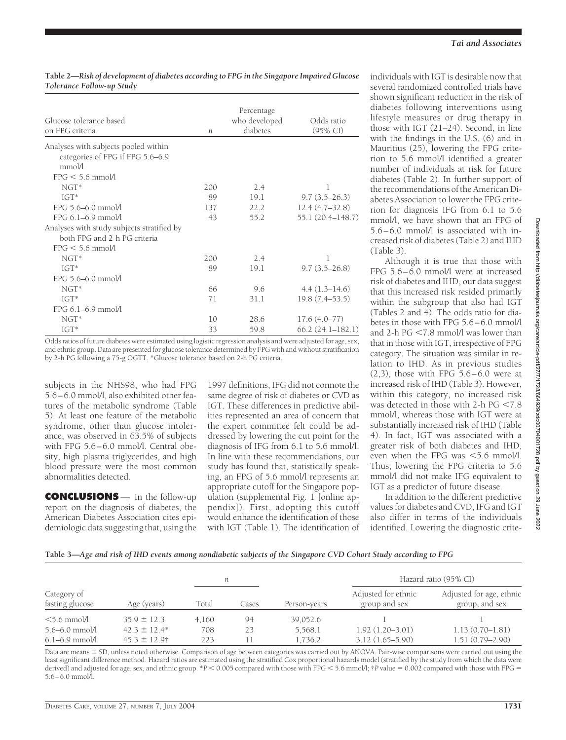**Table 2—*Risk of development of diabetes according to FPG in the Singapore Impaired Glucose Tolerance Follow-up Study***

| Glucose tolerance based on FPG criteria | *n* | Percentage who developed diabetes | Odds ratio (95% CI) |
|---|---|---|---|
| Analyses with subjects pooled within categories of FPG if FPG 5.6–6.9 mmol/l | | | |
| FPG < 5.6 mmol/l | | | |
| NGT* | 200 | 2.4 | 1 |
| IGT* | 89 | 19.1 | 9.7 (3.5–26.3) |
| FPG 5.6–6.0 mmol/l | 137 | 22.2 | 12.4 (4.7–32.8) |
| FPG 6.1–6.9 mmol/l | 43 | 55.2 | 55.1 (20.4–148.7) |
| Analyses with study subjects stratified by both FPG and 2-h PG criteria | | | |
| FPG < 5.6 mmol/l | | | |
| NGT* | 200 | 2.4 | 1 |
| IGT* | 89 | 19.1 | 9.7 (3.5–26.8) |
| FPG 5.6–6.0 mmol/l | | | |
| NGT* | 66 | 9.6 | 4.4 (1.3–14.6) |
| IGT* | 71 | 31.1 | 19.8 (7.4–53.5) |
| FPG 6.1–6.9 mmol/l | | | |
| NGT* | 10 | 28.6 | 17.6 (4.0–77) |
| IGT* | 33 | 59.8 | 66.2 (24.1–182.1) |

Odds ratios of future diabetes were estimated using logistic regression analysis and were adjusted for age, sex, and ethnic group. Data are presented for glucose tolerance determined by FPG with and without stratification by 2-h PG following a 75-g OGTT. *Glucose tolerance based on 2-h PG criteria.

subjects in the NHS98, who had FPG 5.6–6.0 mmol/l, also exhibited other features of the metabolic syndrome (Table 5). At least one feature of the metabolic syndrome, other than glucose intolerance, was observed in 63.5% of subjects with FPG 5.6–6.0 mmol/l. Central obesity, high plasma triglycerides, and high blood pressure were the most common abnormalities detected.

**CONCLUSIONS** — In the follow-up report on the diagnosis of diabetes, the American Diabetes Association cites epidemiologic data suggesting that, using the 1997 definitions, IFG did not connote the same degree of risk of diabetes or CVD as IGT. These differences in predictive abilities represented an area of concern that the expert committee felt could be addressed by lowering the cut point for the diagnosis of IFG from 6.1 to 5.6 mmol/l. In line with these recommendations, our study has found that, statistically speaking, an FPG of 5.6 mmol/l represents an appropriate cutoff for the Singapore population (supplemental Fig. 1 [online appendix]). First, adopting this cutoff would enhance the identification of those with IGT (Table 1). The identification of individuals with IGT is desirable now that several randomized controlled trials have shown significant reduction in the risk of diabetes following interventions using lifestyle measures or drug therapy in those with IGT (21–24). Second, in line with the findings in the U.S. (6) and in Mauritius (25), lowering the FPG criterion to 5.6 mmol/l identified a greater number of individuals at risk for future diabetes (Table 2). In further support of the recommendations of the American Diabetes Association to lower the FPG criterion for diagnosis IFG from 6.1 to 5.6 mmol/l, we have shown that an FPG of 5.6–6.0 mmol/l is associated with increased risk of diabetes (Table 2) and IHD (Table 3).

Although it is true that those with FPG 5.6–6.0 mmol/l were at increased risk of diabetes and IHD, our data suggest that this increased risk resided primarily within the subgroup that also had IGT (Tables 2 and 4). The odds ratio for diabetes in those with FPG 5.6–6.0 mmol/l and 2-h PG <7.8 mmol/l was lower than that in those with IGT, irrespective of FPG category. The situation was similar in relation to IHD. As in previous studies (2,3), those with FPG 5.6–6.0 were at increased risk of IHD (Table 3). However, within this category, no increased risk was detected in those with 2-h PG <7.8 mmol/l, whereas those with IGT were at substantially increased risk of IHD (Table 4). In fact, IGT was associated with a greater risk of both diabetes and IHD, even when the FPG was <5.6 mmol/l. Thus, lowering the FPG criteria to 5.6 mmol/l did not make IFG equivalent to IGT as a predictor of future disease.

In addition to the different predictive values for diabetes and CVD, IFG and IGT also differ in terms of the individuals identified. Lowering the diagnostic crite-

**Table 3—*Age and risk of IHD events among nondiabetic subjects of the Singapore CVD Cohort Study according to FPG***

| Category of fasting glucose | Age (years) | *n* Total | *n* Cases | Person-years | Hazard ratio (95% CI) Adjusted for ethnic group and sex | Hazard ratio (95% CI) Adjusted for age, ethnic group, and sex |
|---|---|---|---|---|---|---|
| <5.6 mmol/l | 35.9 ± 12.3 | 4,160 | 94 | 39,052.6 | 1 | 1 |
| 5.6–6.0 mmol/l | 42.3 ± 12.4* | 708 | 23 | 5,568.1 | 1.92 (1.20–3.01) | 1.13 (0.70–1.81) |
| 6.1–6.9 mmol/l | 45.3 ± 12.9† | 223 | 11 | 1,736.2 | 3.12 (1.65–5.90) | 1.51 (0.79–2.90) |

Data are means ± SD, unless noted otherwise. Comparison of age between categories was carried out by ANOVA. Pair-wise comparisons were carried out using the least significant difference method. Hazard ratios are estimated using the stratified Cox proportional hazards model (stratified by the study from which the data were derived) and adjusted for age, sex, and ethnic group. *$P < 0.005$ compared with those with FPG < 5.6 mmol/l; †$P$ value = 0.002 compared with those with FPG = 5.6–6.0 mmol/l.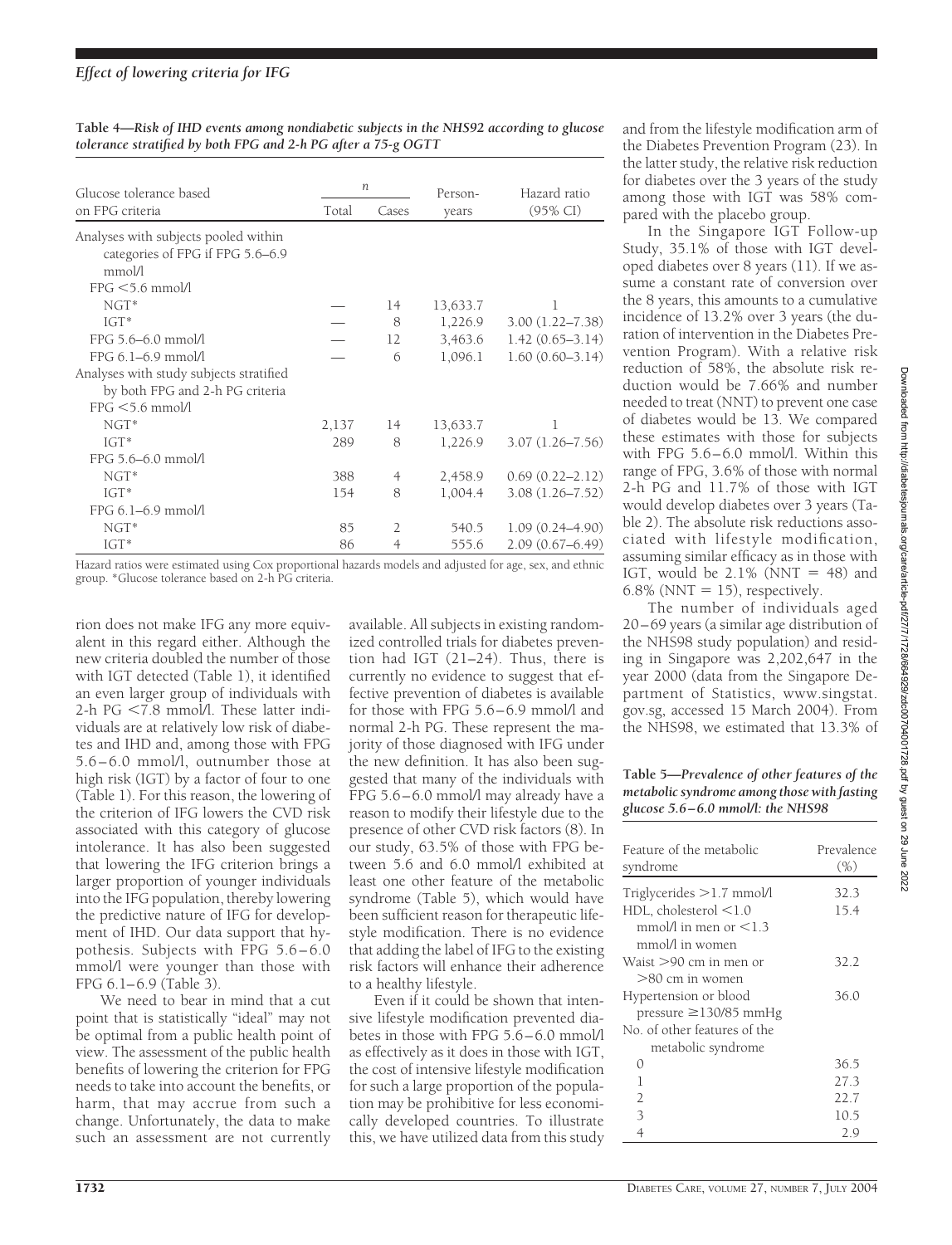**Table 4—*Risk of IHD events among nondiabetic subjects in the NHS92 according to glucose tolerance stratified by both FPG and 2-h PG after a 75-g OGTT***

| Glucose tolerance based on FPG criteria | *n* Total | *n* Cases | Person-years | Hazard ratio (95% CI) |
|---|---|---|---|---|
| Analyses with subjects pooled within categories of FPG if FPG 5.6–6.9 mmol/l | | | | |
| FPG <5.6 mmol/l | | | | |
| NGT* | — | 14 | 13,633.7 | 1 |
| IGT* | — | 8 | 1,226.9 | 3.00 (1.22–7.38) |
| FPG 5.6–6.0 mmol/l | — | 12 | 3,463.6 | 1.42 (0.65–3.14) |
| FPG 6.1–6.9 mmol/l | — | 6 | 1,096.1 | 1.60 (0.60–3.14) |
| Analyses with study subjects stratified by both FPG and 2-h PG criteria | | | | |
| FPG <5.6 mmol/l | | | | |
| NGT* | 2,137 | 14 | 13,633.7 | 1 |
| IGT* | 289 | 8 | 1,226.9 | 3.07 (1.26–7.56) |
| FPG 5.6–6.0 mmol/l | | | | |
| NGT* | 388 | 4 | 2,458.9 | 0.69 (0.22–2.12) |
| IGT* | 154 | 8 | 1,004.4 | 3.08 (1.26–7.52) |
| FPG 6.1–6.9 mmol/l | | | | |
| NGT* | 85 | 2 | 540.5 | 1.09 (0.24–4.90) |
| IGT* | 86 | 4 | 555.6 | 2.09 (0.67–6.49) |

Hazard ratios were estimated using Cox proportional hazards models and adjusted for age, sex, and ethnic group. *Glucose tolerance based on 2-h PG criteria.

rion does not make IFG any more equivalent in this regard either. Although the new criteria doubled the number of those with IGT detected (Table 1), it identified an even larger group of individuals with 2-h PG <7.8 mmol/l. These latter individuals are at relatively low risk of diabetes and IHD and, among those with FPG 5.6–6.0 mmol/l, outnumber those at high risk (IGT) by a factor of four to one (Table 1). For this reason, the lowering of the criterion of IFG lowers the CVD risk associated with this category of glucose intolerance. It has also been suggested that lowering the IFG criterion brings a larger proportion of younger individuals into the IFG population, thereby lowering the predictive nature of IFG for development of IHD. Our data support that hypothesis. Subjects with FPG 5.6–6.0 mmol/l were younger than those with FPG 6.1–6.9 (Table 3).

We need to bear in mind that a cut point that is statistically "ideal" may not be optimal from a public health point of view. The assessment of the public health benefits of lowering the criterion for FPG needs to take into account the benefits, or harm, that may accrue from such a change. Unfortunately, the data to make such an assessment are not currently available. All subjects in existing randomized controlled trials for diabetes prevention had IGT (21–24). Thus, there is currently no evidence to suggest that effective prevention of diabetes is available for those with FPG 5.6–6.9 mmol/l and normal 2-h PG. These represent the majority of those diagnosed with IFG under the new definition. It has also been suggested that many of the individuals with FPG 5.6–6.0 mmol/l may already have a reason to modify their lifestyle due to the presence of other CVD risk factors (8). In our study, 63.5% of those with FPG between 5.6 and 6.0 mmol/l exhibited at least one other feature of the metabolic syndrome (Table 5), which would have been sufficient reason for therapeutic lifestyle modification. There is no evidence that adding the label of IFG to the existing risk factors will enhance their adherence to a healthy lifestyle.

Even if it could be shown that intensive lifestyle modification prevented diabetes in those with FPG 5.6–6.0 mmol/l as effectively as it does in those with IGT, the cost of intensive lifestyle modification for such a large proportion of the population may be prohibitive for less economically developed countries. To illustrate this, we have utilized data from this study and from the lifestyle modification arm of the Diabetes Prevention Program (23). In the latter study, the relative risk reduction for diabetes over the 3 years of the study among those with IGT was 58% compared with the placebo group.

In the Singapore IGT Follow-up Study, 35.1% of those with IGT developed diabetes over 8 years (11). If we assume a constant rate of conversion over the 8 years, this amounts to a cumulative incidence of 13.2% over 3 years (the duration of intervention in the Diabetes Prevention Program). With a relative risk reduction of 58%, the absolute risk reduction would be 7.66% and number needed to treat (NNT) to prevent one case of diabetes would be 13. We compared these estimates with those for subjects with FPG 5.6–6.0 mmol/l. Within this range of FPG, 3.6% of those with normal 2-h PG and 11.7% of those with IGT would develop diabetes over 3 years (Table 2). The absolute risk reductions associated with lifestyle modification, assuming similar efficacy as in those with IGT, would be 2.1% (NNT = 48) and 6.8% (NNT = 15), respectively.

The number of individuals aged 20–69 years (a similar age distribution of the NHS98 study population) and residing in Singapore was 2,202,647 in the year 2000 (data from the Singapore Department of Statistics, www.singstat.gov.sg, accessed 15 March 2004). From the NHS98, we estimated that 13.3% of

**Table 5—*Prevalence of other features of the metabolic syndrome among those with fasting glucose 5.6–6.0 mmol/l: the NHS98***

| Feature of the metabolic syndrome | Prevalence (%) |
|---|---|
| Triglycerides >1.7 mmol/l | 32.3 |
| HDL, cholesterol <1.0 mmol/l in men or <1.3 mmol/l in women | 15.4 |
| Waist >90 cm in men or >80 cm in women | 32.2 |
| Hypertension or blood pressure ≥130/85 mmHg | 36.0 |
| No. of other features of the metabolic syndrome | |
| 0 | 36.5 |
| 1 | 27.3 |
| 2 | 22.7 |
| 3 | 10.5 |
| 4 | 2.9 |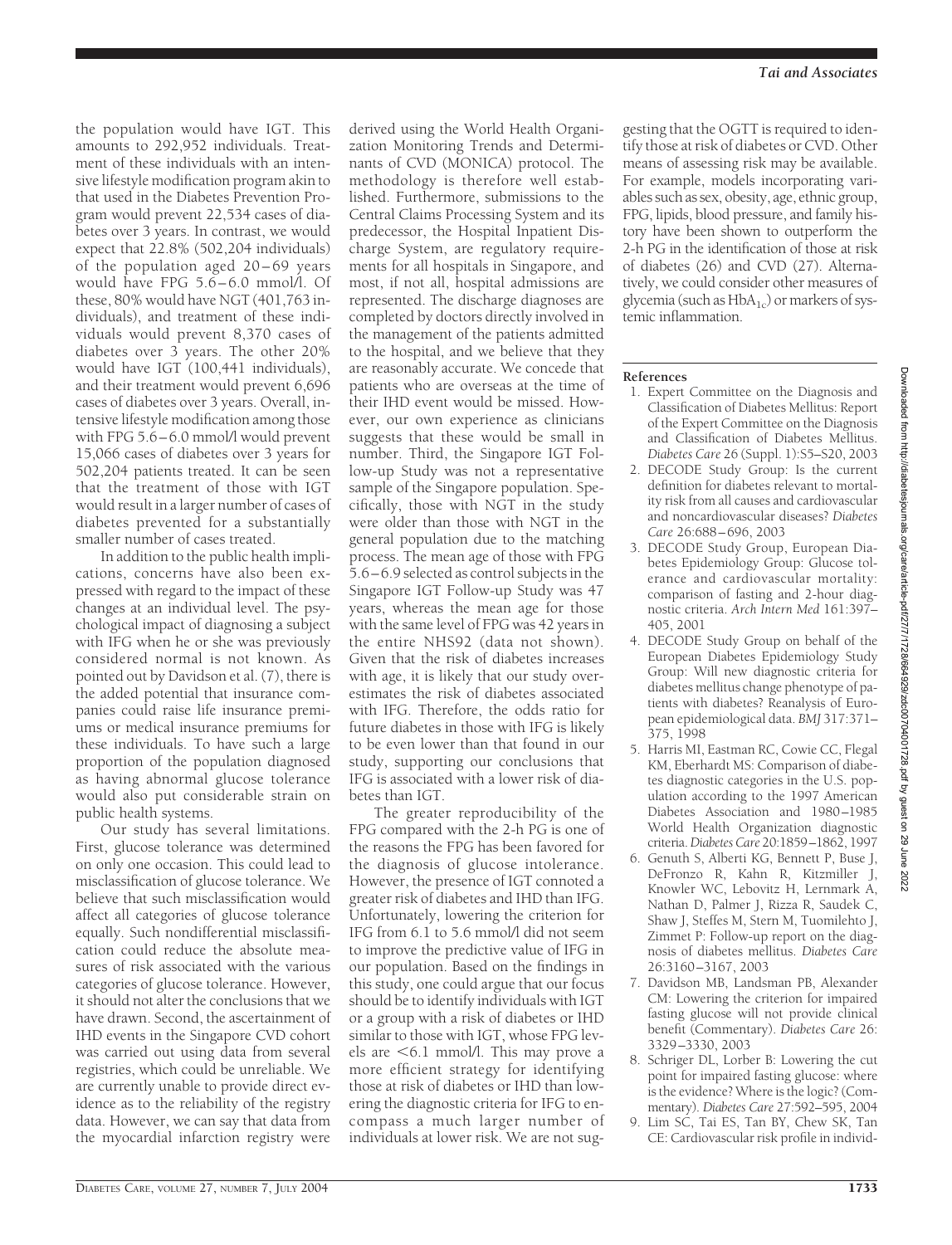the population would have IGT. This amounts to 292,952 individuals. Treatment of these individuals with an intensive lifestyle modification program akin to that used in the Diabetes Prevention Program would prevent 22,534 cases of diabetes over 3 years. In contrast, we would expect that 22.8% (502,204 individuals) of the population aged 20–69 years would have FPG 5.6–6.0 mmol/l. Of these, 80% would have NGT (401,763 individuals), and treatment of these individuals would prevent 8,370 cases of diabetes over 3 years. The other 20% would have IGT (100,441 individuals), and their treatment would prevent 6,696 cases of diabetes over 3 years. Overall, intensive lifestyle modification among those with FPG 5.6–6.0 mmol/l would prevent 15,066 cases of diabetes over 3 years for 502,204 patients treated. It can be seen that the treatment of those with IGT would result in a larger number of cases of diabetes prevented for a substantially smaller number of cases treated.

In addition to the public health implications, concerns have also been expressed with regard to the impact of these changes at an individual level. The psychological impact of diagnosing a subject with IFG when he or she was previously considered normal is not known. As pointed out by Davidson et al. (7), there is the added potential that insurance companies could raise life insurance premiums or medical insurance premiums for these individuals. To have such a large proportion of the population diagnosed as having abnormal glucose tolerance would also put considerable strain on public health systems.

Our study has several limitations. First, glucose tolerance was determined on only one occasion. This could lead to misclassification of glucose tolerance. We believe that such misclassification would affect all categories of glucose tolerance equally. Such nondifferential misclassification could reduce the absolute measures of risk associated with the various categories of glucose tolerance. However, it should not alter the conclusions that we have drawn. Second, the ascertainment of IHD events in the Singapore CVD cohort was carried out using data from several registries, which could be unreliable. We are currently unable to provide direct evidence as to the reliability of the registry data. However, we can say that data from the myocardial infarction registry were derived using the World Health Organization Monitoring Trends and Determinants of CVD (MONICA) protocol. The methodology is therefore well established. Furthermore, submissions to the Central Claims Processing System and its predecessor, the Hospital Inpatient Discharge System, are regulatory requirements for all hospitals in Singapore, and most, if not all, hospital admissions are represented. The discharge diagnoses are completed by doctors directly involved in the management of the patients admitted to the hospital, and we believe that they are reasonably accurate. We concede that patients who are overseas at the time of their IHD event would be missed. However, our own experience as clinicians suggests that these would be small in number. Third, the Singapore IGT Follow-up Study was not a representative sample of the Singapore population. Specifically, those with NGT in the study were older than those with NGT in the general population due to the matching process. The mean age of those with FPG 5.6–6.9 selected as control subjects in the Singapore IGT Follow-up Study was 47 years, whereas the mean age for those with the same level of FPG was 42 years in the entire NHS92 (data not shown). Given that the risk of diabetes increases with age, it is likely that our study overestimates the risk of diabetes associated with IFG. Therefore, the odds ratio for future diabetes in those with IFG is likely to be even lower than that found in our study, supporting our conclusions that IFG is associated with a lower risk of diabetes than IGT.

The greater reproducibility of the FPG compared with the 2-h PG is one of the reasons the FPG has been favored for the diagnosis of glucose intolerance. However, the presence of IGT connoted a greater risk of diabetes and IHD than IFG. Unfortunately, lowering the criterion for IFG from 6.1 to 5.6 mmol/l did not seem to improve the predictive value of IFG in our population. Based on the findings in this study, one could argue that our focus should be to identify individuals with IGT or a group with a risk of diabetes or IHD similar to those with IGT, whose FPG levels are <6.1 mmol/l. This may prove a more efficient strategy for identifying those at risk of diabetes or IHD than lowering the diagnostic criteria for IFG to encompass a much larger number of individuals at lower risk. We are not suggesting that the OGTT is required to identify those at risk of diabetes or CVD. Other means of assessing risk may be available. For example, models incorporating variables such as sex, obesity, age, ethnic group, FPG, lipids, blood pressure, and family history have been shown to outperform the 2-h PG in the identification of those at risk of diabetes (26) and CVD (27). Alternatively, we could consider other measures of glycemia (such as $HbA_{1c}$) or markers of systemic inflammation.

## References

1. Expert Committee on the Diagnosis and Classification of Diabetes Mellitus: Report of the Expert Committee on the Diagnosis and Classification of Diabetes Mellitus. *Diabetes Care* 26 (Suppl. 1):S5–S20, 2003
2. DECODE Study Group: Is the current definition for diabetes relevant to mortality risk from all causes and cardiovascular and noncardiovascular diseases? *Diabetes Care* 26:688–696, 2003
3. DECODE Study Group, European Diabetes Epidemiology Group: Glucose tolerance and cardiovascular mortality: comparison of fasting and 2-hour diagnostic criteria. *Arch Intern Med* 161:397–405, 2001
4. DECODE Study Group on behalf of the European Diabetes Epidemiology Study Group: Will new diagnostic criteria for diabetes mellitus change phenotype of patients with diabetes? Reanalysis of European epidemiological data. *BMJ* 317:371–375, 1998
5. Harris MI, Eastman RC, Cowie CC, Flegal KM, Eberhardt MS: Comparison of diabetes diagnostic categories in the U.S. population according to the 1997 American Diabetes Association and 1980–1985 World Health Organization diagnostic criteria. *Diabetes Care* 20:1859–1862, 1997
6. Genuth S, Alberti KG, Bennett P, Buse J, DeFronzo R, Kahn R, Kitzmiller J, Knowler WC, Lebovitz H, Lernmark A, Nathan D, Palmer J, Rizza R, Saudek C, Shaw J, Steffes M, Stern M, Tuomilehto J, Zimmet P: Follow-up report on the diagnosis of diabetes mellitus. *Diabetes Care* 26:3160–3167, 2003
7. Davidson MB, Landsman PB, Alexander CM: Lowering the criterion for impaired fasting glucose will not provide clinical benefit (Commentary). *Diabetes Care* 26:3329–3330, 2003
8. Schriger DL, Lorber B: Lowering the cut point for impaired fasting glucose: where is the evidence? Where is the logic? (Commentary). *Diabetes Care* 27:592–595, 2004
9. Lim SC, Tai ES, Tan BY, Chew SK, Tan CE: Cardiovascular risk profile in individ-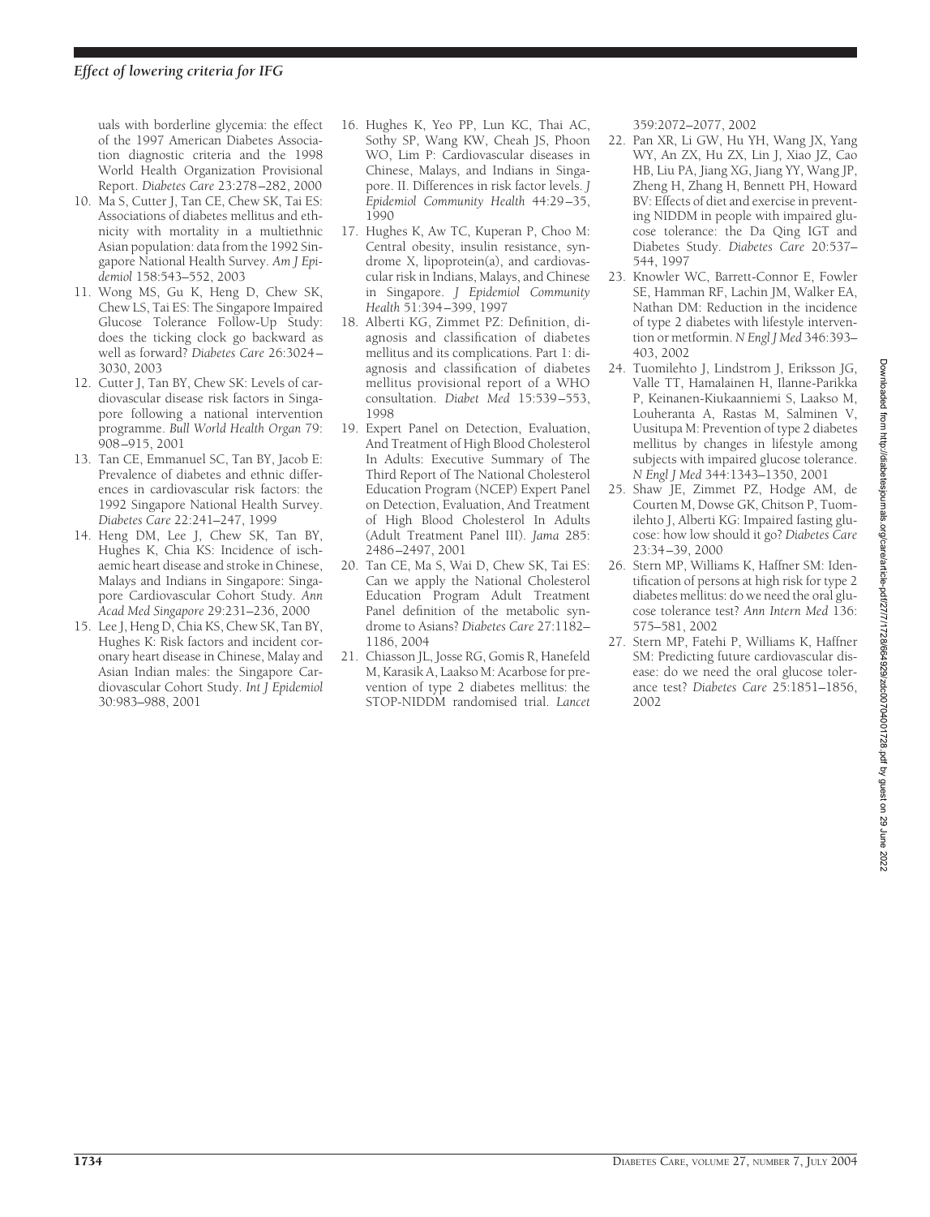uals with borderline glycemia: the effect of the 1997 American Diabetes Association diagnostic criteria and the 1998 World Health Organization Provisional Report. *Diabetes Care* 23:278–282, 2000

10. Ma S, Cutter J, Tan CE, Chew SK, Tai ES: Associations of diabetes mellitus and ethnicity with mortality in a multiethnic Asian population: data from the 1992 Singapore National Health Survey. *Am J Epidemiol* 158:543–552, 2003
11. Wong MS, Gu K, Heng D, Chew SK, Chew LS, Tai ES: The Singapore Impaired Glucose Tolerance Follow-Up Study: does the ticking clock go backward as well as forward? *Diabetes Care* 26:3024–3030, 2003
12. Cutter J, Tan BY, Chew SK: Levels of cardiovascular disease risk factors in Singapore following a national intervention programme. *Bull World Health Organ* 79: 908–915, 2001
13. Tan CE, Emmanuel SC, Tan BY, Jacob E: Prevalence of diabetes and ethnic differences in cardiovascular risk factors: the 1992 Singapore National Health Survey. *Diabetes Care* 22:241–247, 1999
14. Heng DM, Lee J, Chew SK, Tan BY, Hughes K, Chia KS: Incidence of ischaemic heart disease and stroke in Chinese, Malays and Indians in Singapore: Singapore Cardiovascular Cohort Study. *Ann Acad Med Singapore* 29:231–236, 2000
15. Lee J, Heng D, Chia KS, Chew SK, Tan BY, Hughes K: Risk factors and incident coronary heart disease in Chinese, Malay and Asian Indian males: the Singapore Cardiovascular Cohort Study. *Int J Epidemiol* 30:983–988, 2001
16. Hughes K, Yeo PP, Lun KC, Thai AC, Sothy SP, Wang KW, Cheah JS, Phoon WO, Lim P: Cardiovascular diseases in Chinese, Malays, and Indians in Singapore. II. Differences in risk factor levels. *J Epidemiol Community Health* 44:29–35, 1990
17. Hughes K, Aw TC, Kuperan P, Choo M: Central obesity, insulin resistance, syndrome X, lipoprotein(a), and cardiovascular risk in Indians, Malays, and Chinese in Singapore. *J Epidemiol Community Health* 51:394–399, 1997
18. Alberti KG, Zimmet PZ: Definition, diagnosis and classification of diabetes mellitus and its complications. Part 1: diagnosis and classification of diabetes mellitus provisional report of a WHO consultation. *Diabet Med* 15:539–553, 1998
19. Expert Panel on Detection, Evaluation, And Treatment of High Blood Cholesterol In Adults: Executive Summary of The Third Report of The National Cholesterol Education Program (NCEP) Expert Panel on Detection, Evaluation, And Treatment of High Blood Cholesterol In Adults (Adult Treatment Panel III). *Jama* 285: 2486–2497, 2001
20. Tan CE, Ma S, Wai D, Chew SK, Tai ES: Can we apply the National Cholesterol Education Program Adult Treatment Panel definition of the metabolic syndrome to Asians? *Diabetes Care* 27:1182–1186, 2004
21. Chiasson JL, Josse RG, Gomis R, Hanefeld M, Karasik A, Laakso M: Acarbose for prevention of type 2 diabetes mellitus: the STOP-NIDDM randomised trial. *Lancet* 359:2072–2077, 2002
22. Pan XR, Li GW, Hu YH, Wang JX, Yang WY, An ZX, Hu ZX, Lin J, Xiao JZ, Cao HB, Liu PA, Jiang XG, Jiang YY, Wang JP, Zheng H, Zhang H, Bennett PH, Howard BV: Effects of diet and exercise in preventing NIDDM in people with impaired glucose tolerance: the Da Qing IGT and Diabetes Study. *Diabetes Care* 20:537–544, 1997
23. Knowler WC, Barrett-Connor E, Fowler SE, Hamman RF, Lachin JM, Walker EA, Nathan DM: Reduction in the incidence of type 2 diabetes with lifestyle intervention or metformin. *N Engl J Med* 346:393–403, 2002
24. Tuomilehto J, Lindstrom J, Eriksson JG, Valle TT, Hamalainen H, Ilanne-Parikka P, Keinanen-Kiukaanniemi S, Laakso M, Louheranta A, Rastas M, Salminen V, Uusitupa M: Prevention of type 2 diabetes mellitus by changes in lifestyle among subjects with impaired glucose tolerance. *N Engl J Med* 344:1343–1350, 2001
25. Shaw JE, Zimmet PZ, Hodge AM, de Courten M, Dowse GK, Chitson P, Tuomilehto J, Alberti KG: Impaired fasting glucose: how low should it go? *Diabetes Care* 23:34–39, 2000
26. Stern MP, Williams K, Haffner SM: Identification of persons at high risk for type 2 diabetes mellitus: do we need the oral glucose tolerance test? *Ann Intern Med* 136: 575–581, 2002
27. Stern MP, Fatehi P, Williams K, Haffner SM: Predicting future cardiovascular disease: do we need the oral glucose tolerance test? *Diabetes Care* 25:1851–1856, 2002